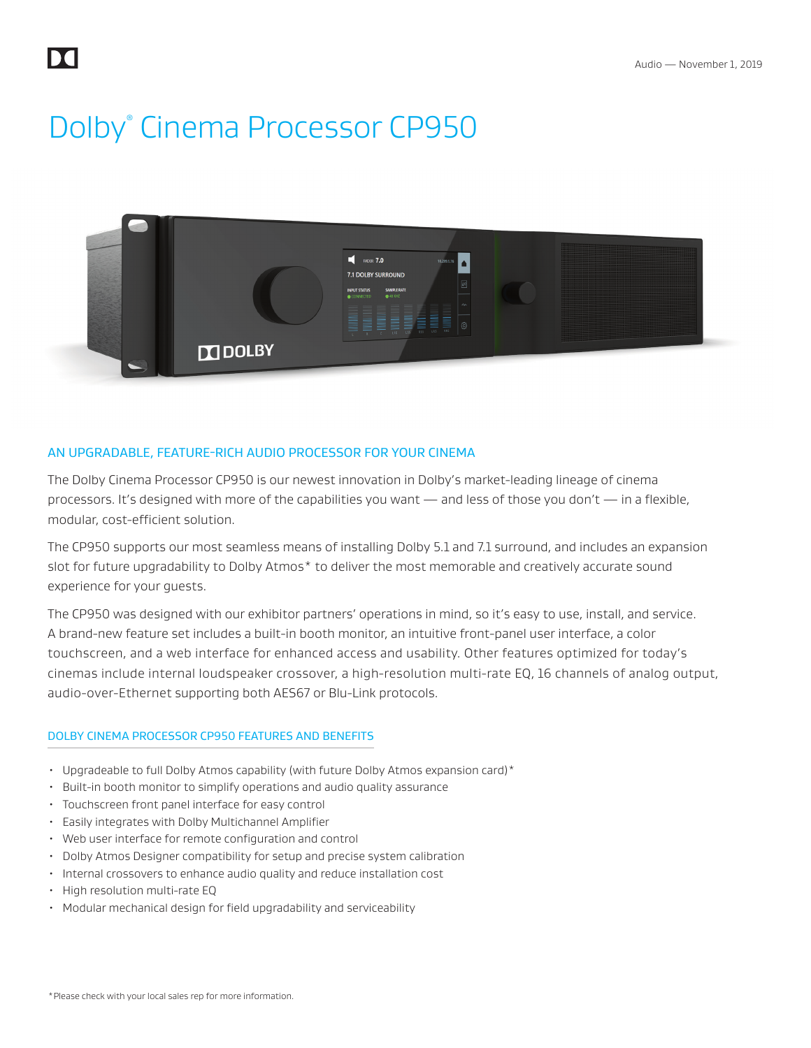# Dolby® Cinema Processor CP950

## AN UPGRADABLE, FEATURE-RICH AUDIO PROCESSOR FOR YOUR CINEMA

The Dolby Cinema Processor CP950 is our newest innovation in Dolby's market-leading lineage of cinema processors. It's designed with more of the capabilities you want — and less of those you don't — in a flexible, modular, cost-efficient solution.

The CP950 supports our most seamless means of installing Dolby 5.1 and 7.1 surround, and includes an expansion slot for future upgradability to Dolby Atmos* to deliver the most memorable and creatively accurate sound experience for your guests.

The CP950 was designed with our exhibitor partners' operations in mind, so it's easy to use, install, and service. A brand-new feature set includes a built-in booth monitor, an intuitive front-panel user interface, a color touchscreen, and a web interface for enhanced access and usability. Other features optimized for today's cinemas include internal loudspeaker crossover, a high-resolution multi-rate EQ, 16 channels of analog output, audio-over-Ethernet supporting both AES67 or Blu-Link protocols.

## DOLBY CINEMA PROCESSOR CP950 FEATURES AND BENEFITS

- Upgradeable to full Dolby Atmos capability (with future Dolby Atmos expansion card)*
- Built-in booth monitor to simplify operations and audio quality assurance
- Touchscreen front panel interface for easy control
- Easily integrates with Dolby Multichannel Amplifier
- Web user interface for remote configuration and control
- Dolby Atmos Designer compatibility for setup and precise system calibration
- Internal crossovers to enhance audio quality and reduce installation cost
- High resolution multi-rate EQ
- Modular mechanical design for field upgradability and serviceability

*Please check with your local sales rep for more information.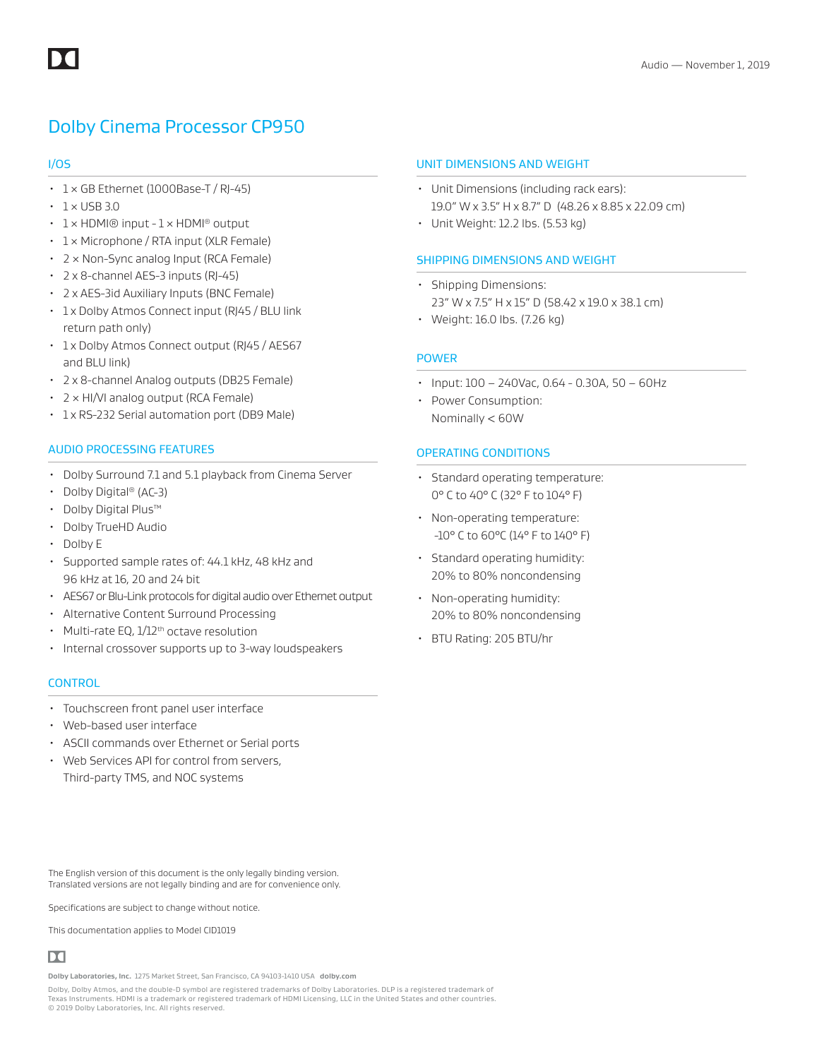# Dolby Cinema Processor CP950

## I/OS

- 1 × GB Ethernet (1000Base-T / RJ-45)
- 1 × USB 3.0
- 1 × HDMI® input - 1 × HDMI® output
- 1 × Microphone / RTA input (XLR Female)
- 2 × Non-Sync analog Input (RCA Female)
- 2 x 8-channel AES-3 inputs (RJ-45)
- 2 x AES-3id Auxiliary Inputs (BNC Female)
- 1 x Dolby Atmos Connect input (RJ45 / BLU link return path only)
- 1 x Dolby Atmos Connect output (RJ45 / AES67 and BLU link)
- 2 x 8-channel Analog outputs (DB25 Female)
- 2 × HI/VI analog output (RCA Female)
- 1 x RS-232 Serial automation port (DB9 Male)

## AUDIO PROCESSING FEATURES

- Dolby Surround 7.1 and 5.1 playback from Cinema Server
- Dolby Digital® (AC-3)
- Dolby Digital Plus™
- Dolby TrueHD Audio
- Dolby E
- Supported sample rates of: 44.1 kHz, 48 kHz and 96 kHz at 16, 20 and 24 bit
- AES67 or Blu-Link protocols for digital audio over Ethernet output
- Alternative Content Surround Processing
- Multi-rate EQ, 1/12th octave resolution
- Internal crossover supports up to 3-way loudspeakers

## CONTROL

- Touchscreen front panel user interface
- Web-based user interface
- ASCII commands over Ethernet or Serial ports
- Web Services API for control from servers, Third-party TMS, and NOC systems

## UNIT DIMENSIONS AND WEIGHT

- Unit Dimensions (including rack ears): 19.0" W x 3.5" H x 8.7" D (48.26 x 8.85 x 22.09 cm)
- Unit Weight: 12.2 lbs. (5.53 kg)

## SHIPPING DIMENSIONS AND WEIGHT

- Shipping Dimensions: 23" W x 7.5" H x 15" D (58.42 x 19.0 x 38.1 cm)
- Weight: 16.0 lbs. (7.26 kg)

## POWER

- Input: 100 – 240Vac, 0.64 - 0.30A, 50 – 60Hz
- Power Consumption: Nominally < 60W

## OPERATING CONDITIONS

- Standard operating temperature: 0° C to 40° C (32° F to 104° F)
- Non-operating temperature: -10° C to 60°C (14° F to 140° F)
- Standard operating humidity: 20% to 80% noncondensing
- Non-operating humidity: 20% to 80% noncondensing
- BTU Rating: 205 BTU/hr

The English version of this document is the only legally binding version. Translated versions are not legally binding and are for convenience only.

Specifications are subject to change without notice.

This documentation applies to Model CID1019

**Dolby Laboratories, Inc.** 1275 Market Street, San Francisco, CA 94103-1410 USA **dolby.com**

Dolby, Dolby Atmos, and the double-D symbol are registered trademarks of Dolby Laboratories. DLP is a registered trademark of Texas Instruments. HDMI is a trademark or registered trademark of HDMI Licensing, LLC in the United States and other countries. © 2019 Dolby Laboratories, Inc. All rights reserved.